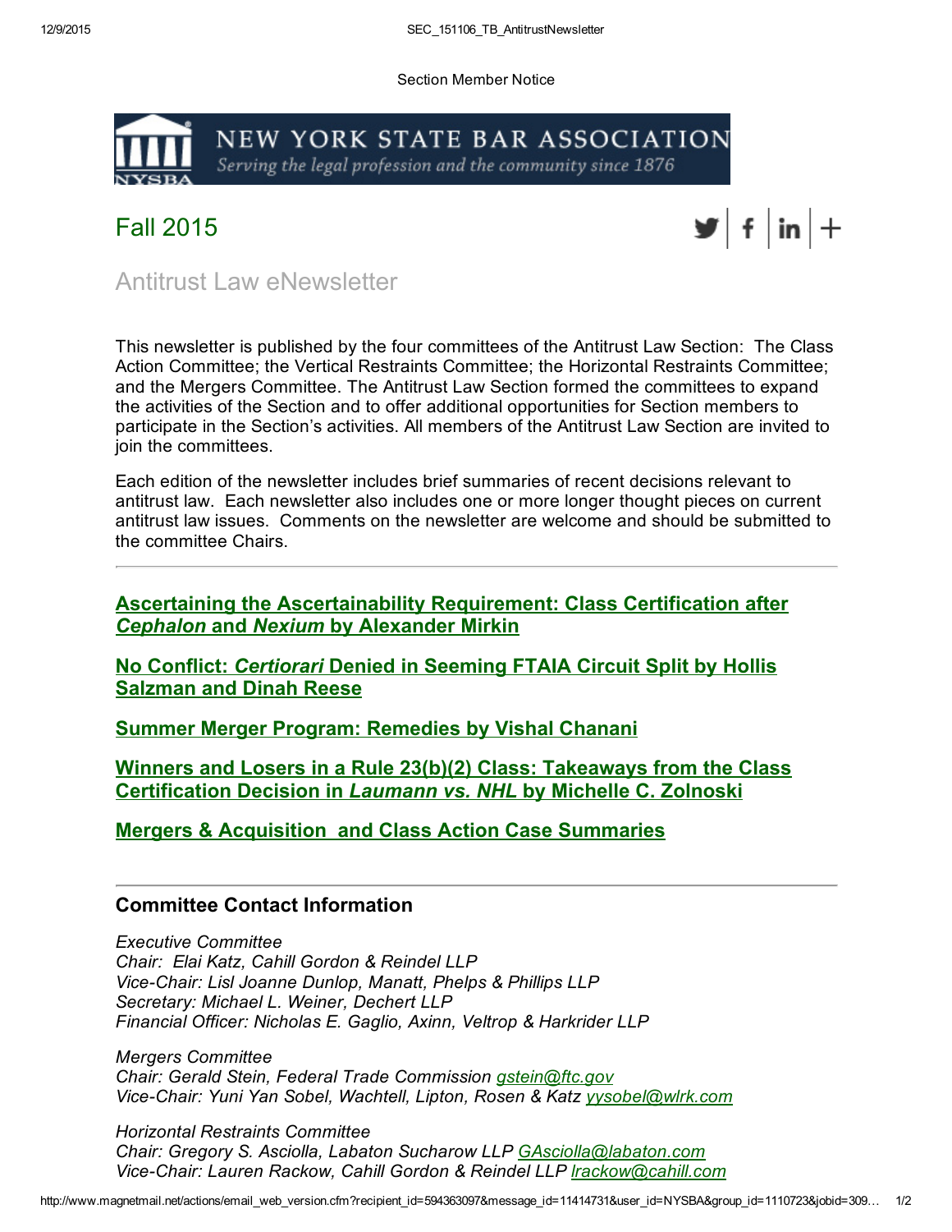Section Member Notice

NEW YORK STATE BAR ASSOCIATION
*Serving the legal profession and the community since 1876*

## Fall 2015

# Antitrust Law eNewsletter

This newsletter is published by the four committees of the Antitrust Law Section: The Class Action Committee; the Vertical Restraints Committee; the Horizontal Restraints Committee; and the Mergers Committee. The Antitrust Law Section formed the committees to expand the activities of the Section and to offer additional opportunities for Section members to participate in the Section's activities. All members of the Antitrust Law Section are invited to join the committees.

Each edition of the newsletter includes brief summaries of recent decisions relevant to antitrust law. Each newsletter also includes one or more longer thought pieces on current antitrust law issues. Comments on the newsletter are welcome and should be submitted to the committee Chairs.

---

**Ascertaining the Ascertainability Requirement: Class Certification after *Cephalon* and *Nexium* by Alexander Mirkin**

**No Conflict: *Certiorari* Denied in Seeming FTAIA Circuit Split by Hollis Salzman and Dinah Reese**

**Summer Merger Program: Remedies by Vishal Chanani**

**Winners and Losers in a Rule 23(b)(2) Class: Takeaways from the Class Certification Decision in *Laumann vs. NHL* by Michelle C. Zolnoski**

**Mergers & Acquisition and Class Action Case Summaries**

---

### Committee Contact Information

*Executive Committee*
*Chair: Elai Katz, Cahill Gordon & Reindel LLP*
*Vice-Chair: Lisl Joanne Dunlop, Manatt, Phelps & Phillips LLP*
*Secretary: Michael L. Weiner, Dechert LLP*
*Financial Officer: Nicholas E. Gaglio, Axinn, Veltrop & Harkrider LLP*

*Mergers Committee*
*Chair: Gerald Stein, Federal Trade Commission gstein@ftc.gov*
*Vice-Chair: Yuni Yan Sobel, Wachtell, Lipton, Rosen & Katz yysobel@wlrk.com*

*Horizontal Restraints Committee*
*Chair: Gregory S. Asciolla, Labaton Sucharow LLP GAsciolla@labaton.com*
*Vice-Chair: Lauren Rackow, Cahill Gordon & Reindel LLP lrackow@cahill.com*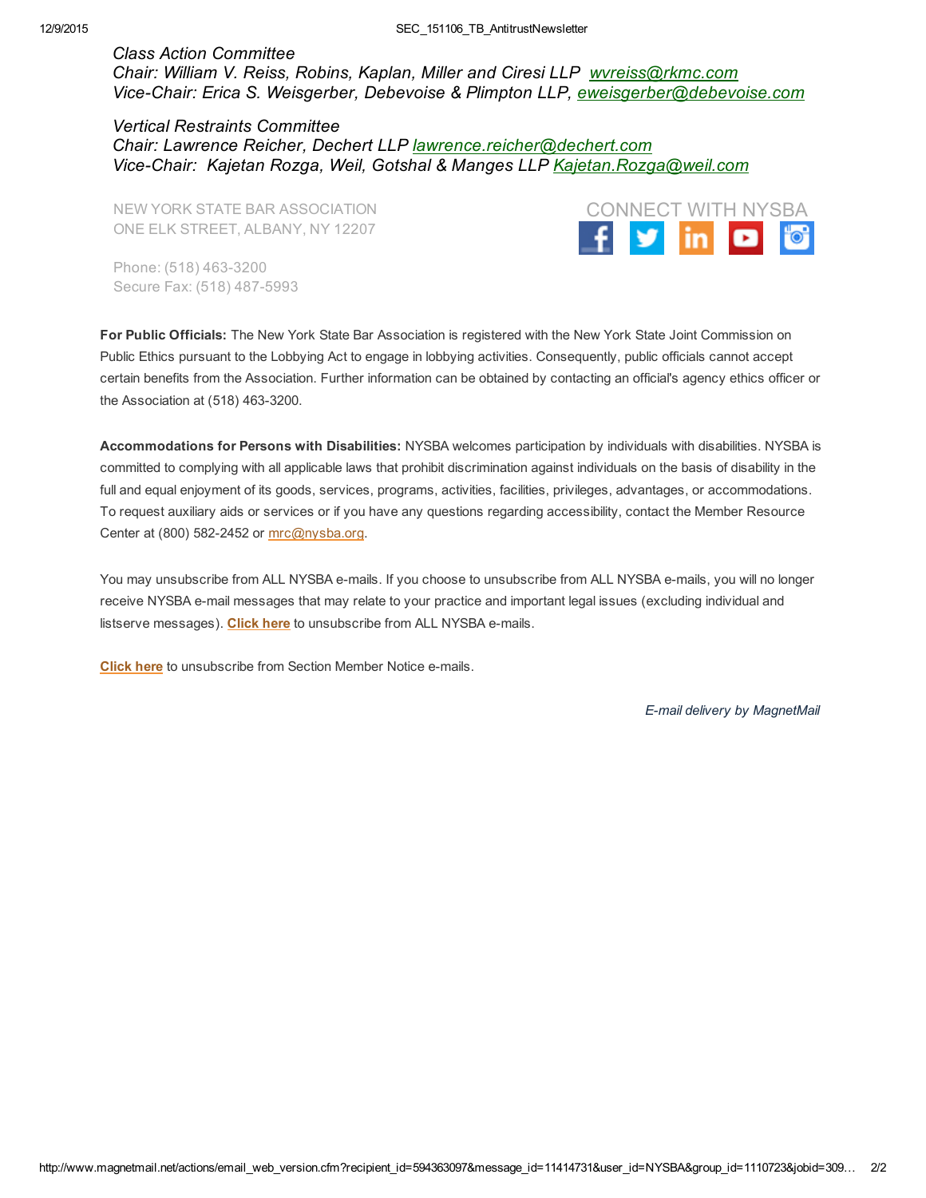*Class Action Committee*
*Chair: William V. Reiss, Robins, Kaplan, Miller and Ciresi LLP* [wvreiss@rkmc.com](mailto:wvreiss@rkmc.com)
*Vice-Chair: Erica S. Weisgerber, Debevoise & Plimpton LLP,* [eweisgerber@debevoise.com](mailto:eweisgerber@debevoise.com)

*Vertical Restraints Committee*
*Chair: Lawrence Reicher, Dechert LLP* [lawrence.reicher@dechert.com](mailto:lawrence.reicher@dechert.com)
*Vice-Chair: Kajetan Rozga, Weil, Gotshal & Manges LLP* [Kajetan.Rozga@weil.com](mailto:Kajetan.Rozga@weil.com)

NEW YORK STATE BAR ASSOCIATION
ONE ELK STREET, ALBANY, NY 12207

Phone: (518) 463-3200
Secure Fax: (518) 487-5993

CONNECT WITH NYSBA

**For Public Officials:** The New York State Bar Association is registered with the New York State Joint Commission on Public Ethics pursuant to the Lobbying Act to engage in lobbying activities. Consequently, public officials cannot accept certain benefits from the Association. Further information can be obtained by contacting an official's agency ethics officer or the Association at (518) 463-3200.

**Accommodations for Persons with Disabilities:** NYSBA welcomes participation by individuals with disabilities. NYSBA is committed to complying with all applicable laws that prohibit discrimination against individuals on the basis of disability in the full and equal enjoyment of its goods, services, programs, activities, facilities, privileges, advantages, or accommodations. To request auxiliary aids or services or if you have any questions regarding accessibility, contact the Member Resource Center at (800) 582-2452 or [mrc@nysba.org](mailto:mrc@nysba.org).

You may unsubscribe from ALL NYSBA e-mails. If you choose to unsubscribe from ALL NYSBA e-mails, you will no longer receive NYSBA e-mail messages that may relate to your practice and important legal issues (excluding individual and listserve messages). **Click here** to unsubscribe from ALL NYSBA e-mails.

**Click here** to unsubscribe from Section Member Notice e-mails.

*E-mail delivery by MagnetMail*